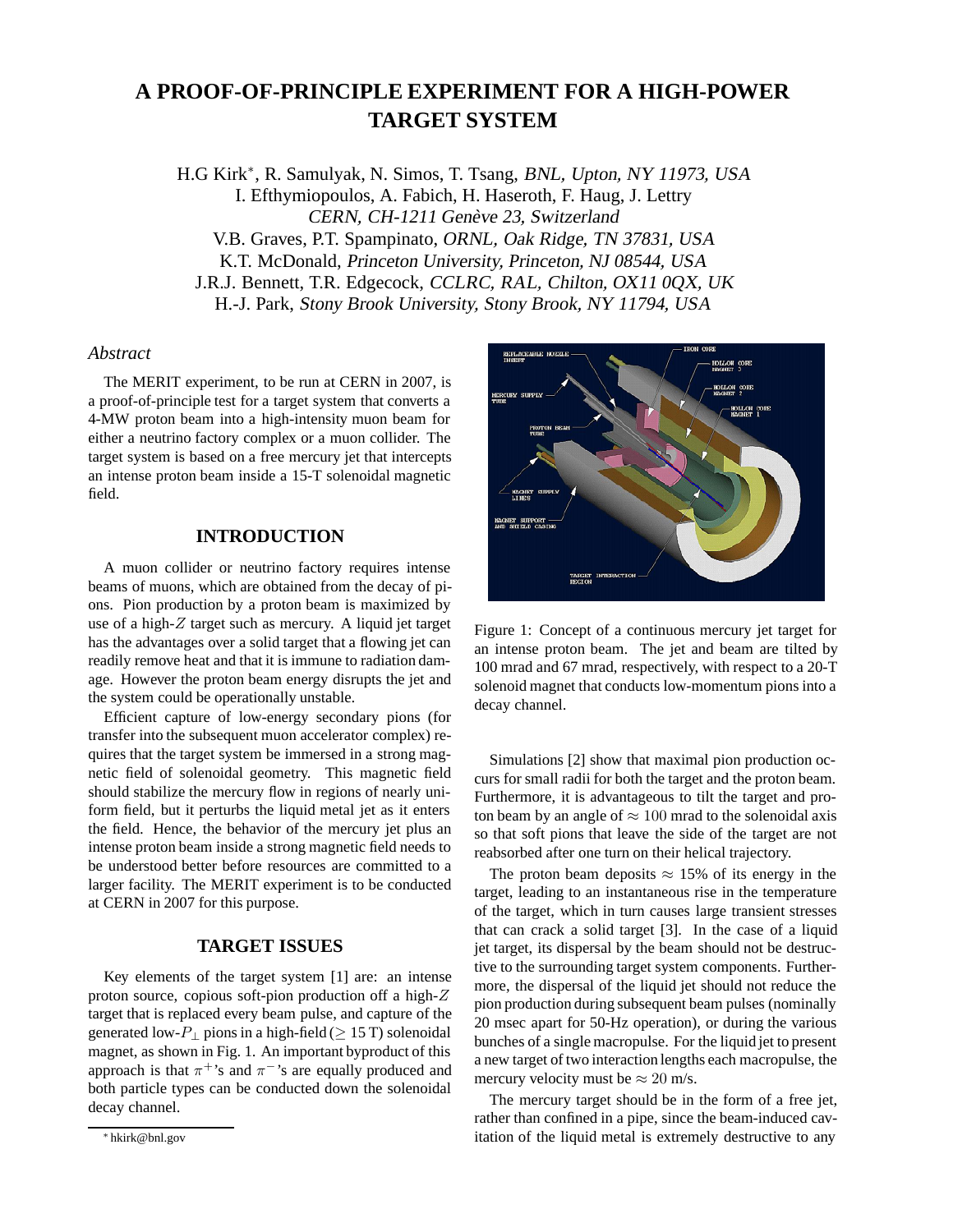# A PROOF-OF-PRINCIPLE EXPERIMENT FOR A HIGH-POWER TARGET SYSTEM

H.G Kirk*, R. Samulyak, N. Simos, T. Tsang, *BNL, Upton, NY 11973, USA*
I. Efthymiopoulos, A. Fabich, H. Haseroth, F. Haug, J. Lettry
*CERN, CH-1211 Genève 23, Switzerland*
V.B. Graves, P.T. Spampinato, *ORNL, Oak Ridge, TN 37831, USA*
K.T. McDonald, *Princeton University, Princeton, NJ 08544, USA*
J.R.J. Bennett, T.R. Edgecock, *CCLRC, RAL, Chilton, OX11 0QX, UK*
H.-J. Park, *Stony Brook University, Stony Brook, NY 11794, USA*

### *Abstract*

The MERIT experiment, to be run at CERN in 2007, is a proof-of-principle test for a target system that converts a 4-MW proton beam into a high-intensity muon beam for either a neutrino factory complex or a muon collider. The target system is based on a free mercury jet that intercepts an intense proton beam inside a 15-T solenoidal magnetic field.

## INTRODUCTION

A muon collider or neutrino factory requires intense beams of muons, which are obtained from the decay of pions. Pion production by a proton beam is maximized by use of a high-$Z$ target such as mercury. A liquid jet target has the advantages over a solid target that a flowing jet can readily remove heat and that it is immune to radiation damage. However the proton beam energy disrupts the jet and the system could be operationally unstable.

Efficient capture of low-energy secondary pions (for transfer into the subsequent muon accelerator complex) requires that the target system be immersed in a strong magnetic field of solenoidal geometry. This magnetic field should stabilize the mercury flow in regions of nearly uniform field, but it perturbs the liquid metal jet as it enters the field. Hence, the behavior of the mercury jet plus an intense proton beam inside a strong magnetic field needs to be understood better before resources are committed to a larger facility. The MERIT experiment is to be conducted at CERN in 2007 for this purpose.

## TARGET ISSUES

Key elements of the target system [1] are: an intense proton source, copious soft-pion production off a high-$Z$ target that is replaced every beam pulse, and capture of the generated low-$P_\perp$ pions in a high-field ($\geq$ 15 T) solenoidal magnet, as shown in Fig. 1. An important byproduct of this approach is that $\pi^+$'s and $\pi^-$'s are equally produced and both particle types can be conducted down the solenoidal decay channel.

Figure 1: Concept of a continuous mercury jet target for an intense proton beam. The jet and beam are tilted by 100 mrad and 67 mrad, respectively, with respect to a 20-T solenoid magnet that conducts low-momentum pions into a decay channel.

Simulations [2] show that maximal pion production occurs for small radii for both the target and the proton beam. Furthermore, it is advantageous to tilt the target and proton beam by an angle of $\approx 100$ mrad to the solenoidal axis so that soft pions that leave the side of the target are not reabsorbed after one turn on their helical trajectory.

The proton beam deposits $\approx$ 15% of its energy in the target, leading to an instantaneous rise in the temperature of the target, which in turn causes large transient stresses that can crack a solid target [3]. In the case of a liquid jet target, its dispersal by the beam should not be destructive to the surrounding target system components. Furthermore, the dispersal of the liquid jet should not reduce the pion production during subsequent beam pulses (nominally 20 msec apart for 50-Hz operation), or during the various bunches of a single macropulse. For the liquid jet to present a new target of two interaction lengths each macropulse, the mercury velocity must be $\approx 20$ m/s.

The mercury target should be in the form of a free jet, rather than confined in a pipe, since the beam-induced cavitation of the liquid metal is extremely destructive to any

* hkirk@bnl.gov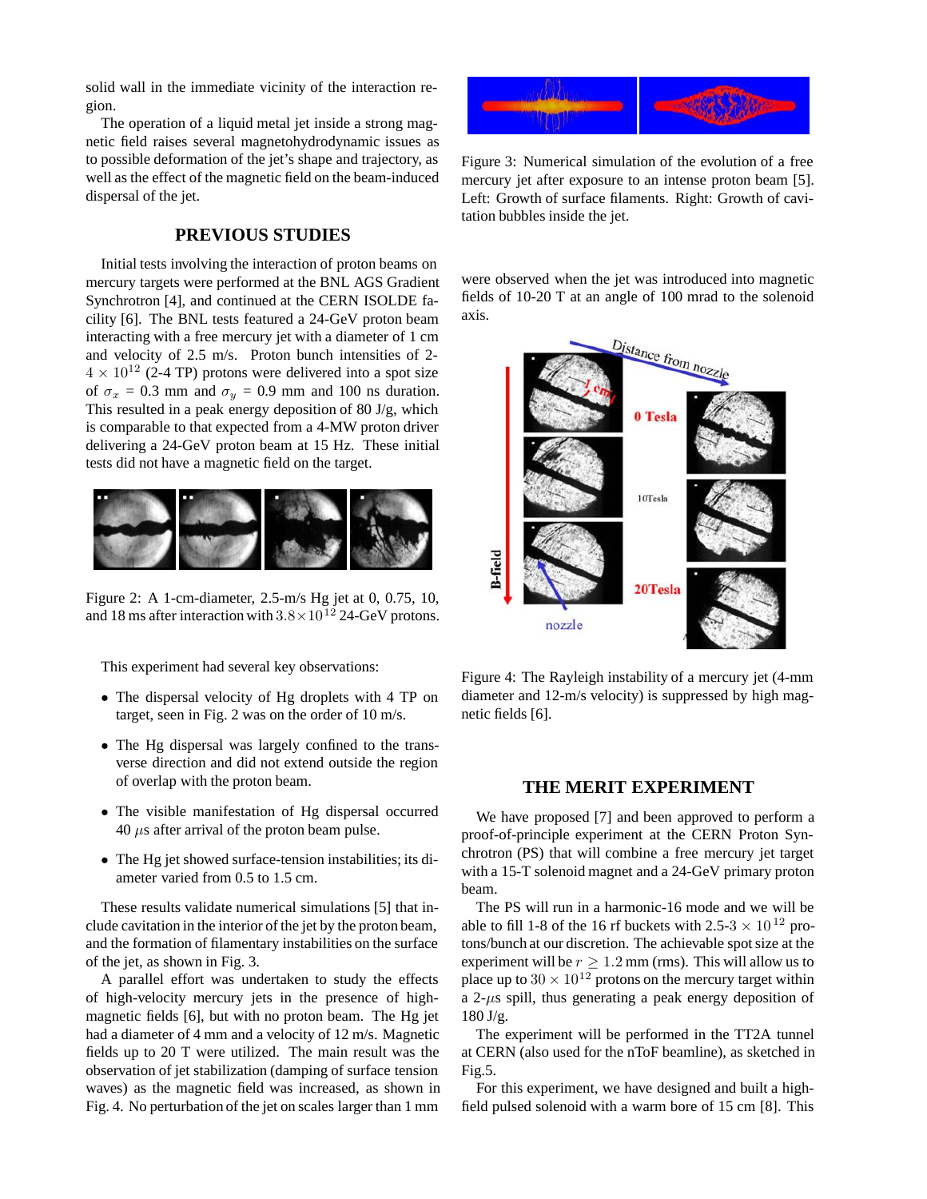solid wall in the immediate vicinity of the interaction region.

The operation of a liquid metal jet inside a strong magnetic field raises several magnetohydrodynamic issues as to possible deformation of the jet's shape and trajectory, as well as the effect of the magnetic field on the beam-induced dispersal of the jet.

## PREVIOUS STUDIES

Initial tests involving the interaction of proton beams on mercury targets were performed at the BNL AGS Gradient Synchrotron [4], and continued at the CERN ISOLDE facility [6]. The BNL tests featured a 24-GeV proton beam interacting with a free mercury jet with a diameter of 1 cm and velocity of 2.5 m/s. Proton bunch intensities of 2-$4 \times 10^{12}$ (2-4 TP) protons were delivered into a spot size of $\sigma_x$ = 0.3 mm and $\sigma_y$ = 0.9 mm and 100 ns duration. This resulted in a peak energy deposition of 80 J/g, which is comparable to that expected from a 4-MW proton driver delivering a 24-GeV proton beam at 15 Hz. These initial tests did not have a magnetic field on the target.

Figure 2: A 1-cm-diameter, 2.5-m/s Hg jet at 0, 0.75, 10, and 18 ms after interaction with $3.8 \times 10^{12}$ 24-GeV protons.

This experiment had several key observations:

- The dispersal velocity of Hg droplets with 4 TP on target, seen in Fig. 2 was on the order of 10 m/s.
- The Hg dispersal was largely confined to the transverse direction and did not extend outside the region of overlap with the proton beam.
- The visible manifestation of Hg dispersal occurred 40 $\mu$s after arrival of the proton beam pulse.
- The Hg jet showed surface-tension instabilities; its diameter varied from 0.5 to 1.5 cm.

These results validate numerical simulations [5] that include cavitation in the interior of the jet by the proton beam, and the formation of filamentary instabilities on the surface of the jet, as shown in Fig. 3.

A parallel effort was undertaken to study the effects of high-velocity mercury jets in the presence of high-magnetic fields [6], but with no proton beam. The Hg jet had a diameter of 4 mm and a velocity of 12 m/s. Magnetic fields up to 20 T were utilized. The main result was the observation of jet stabilization (damping of surface tension waves) as the magnetic field was increased, as shown in Fig. 4. No perturbation of the jet on scales larger than 1 mm were observed when the jet was introduced into magnetic fields of 10-20 T at an angle of 100 mrad to the solenoid axis.

Figure 3: Numerical simulation of the evolution of a free mercury jet after exposure to an intense proton beam [5]. Left: Growth of surface filaments. Right: Growth of cavitation bubbles inside the jet.

Figure 4: The Rayleigh instability of a mercury jet (4-mm diameter and 12-m/s velocity) is suppressed by high magnetic fields [6].

## THE MERIT EXPERIMENT

We have proposed [7] and been approved to perform a proof-of-principle experiment at the CERN Proton Synchrotron (PS) that will combine a free mercury jet target with a 15-T solenoid magnet and a 24-GeV primary proton beam.

The PS will run in a harmonic-16 mode and we will be able to fill 1-8 of the 16 rf buckets with 2.5-3 $\times$ $10^{12}$ protons/bunch at our discretion. The achievable spot size at the experiment will be $r \geq 1.2$ mm (rms). This will allow us to place up to $30 \times 10^{12}$ protons on the mercury target within a 2-$\mu$s spill, thus generating a peak energy deposition of 180 J/g.

The experiment will be performed in the TT2A tunnel at CERN (also used for the nToF beamline), as sketched in Fig.5.

For this experiment, we have designed and built a high-field pulsed solenoid with a warm bore of 15 cm [8]. This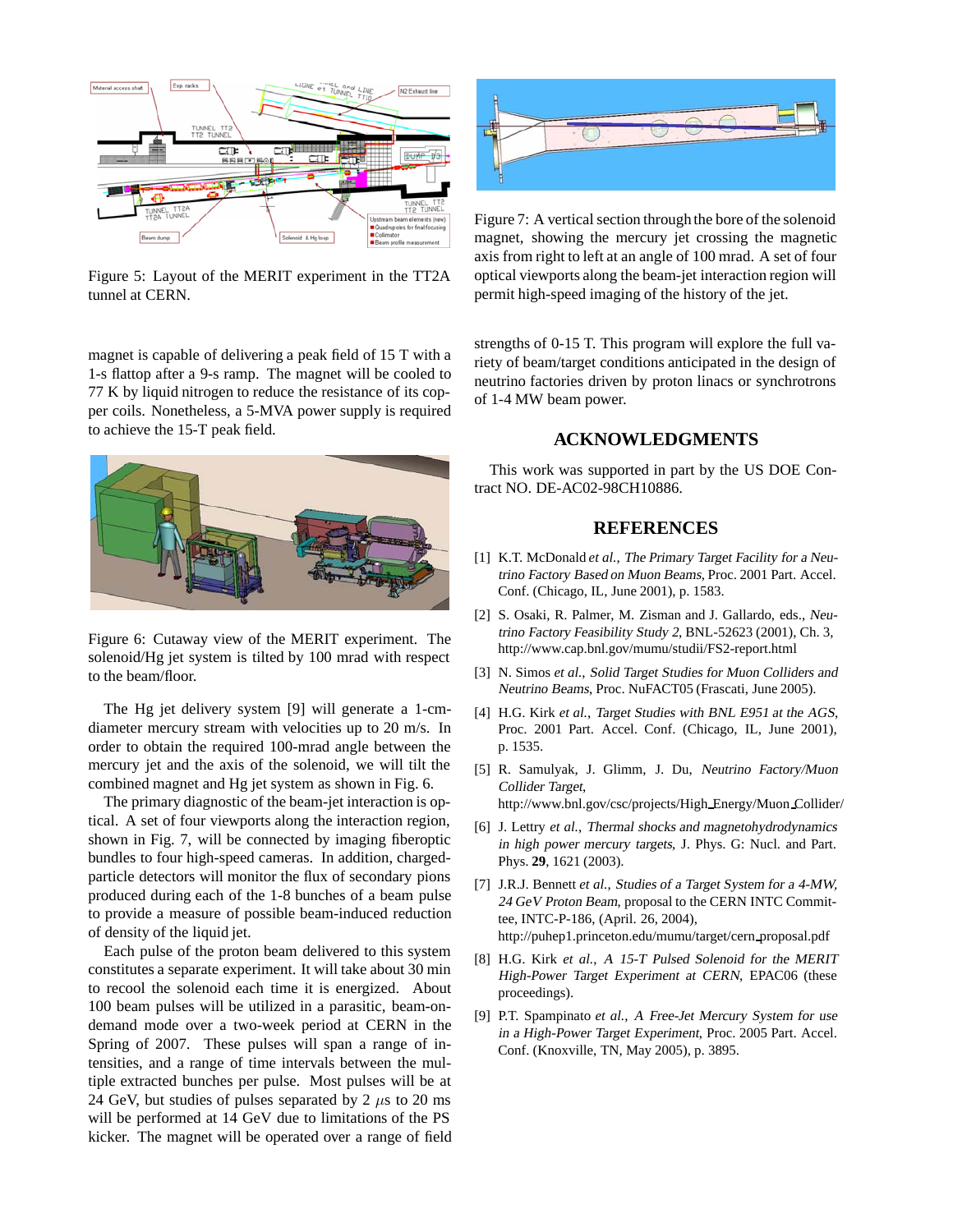Figure 5: Layout of the MERIT experiment in the TT2A tunnel at CERN.

magnet is capable of delivering a peak field of 15 T with a 1-s flattop after a 9-s ramp. The magnet will be cooled to 77 K by liquid nitrogen to reduce the resistance of its copper coils. Nonetheless, a 5-MVA power supply is required to achieve the 15-T peak field.

Figure 6: Cutaway view of the MERIT experiment. The solenoid/Hg jet system is tilted by 100 mrad with respect to the beam/floor.

The Hg jet delivery system [9] will generate a 1-cm-diameter mercury stream with velocities up to 20 m/s. In order to obtain the required 100-mrad angle between the mercury jet and the axis of the solenoid, we will tilt the combined magnet and Hg jet system as shown in Fig. 6.

The primary diagnostic of the beam-jet interaction is optical. A set of four viewports along the interaction region, shown in Fig. 7, will be connected by imaging fiberoptic bundles to four high-speed cameras. In addition, charged-particle detectors will monitor the flux of secondary pions produced during each of the 1-8 bunches of a beam pulse to provide a measure of possible beam-induced reduction of density of the liquid jet.

Each pulse of the proton beam delivered to this system constitutes a separate experiment. It will take about 30 min to recool the solenoid each time it is energized. About 100 beam pulses will be utilized in a parasitic, beam-on-demand mode over a two-week period at CERN in the Spring of 2007. These pulses will span a range of intensities, and a range of time intervals between the multiple extracted bunches per pulse. Most pulses will be at 24 GeV, but studies of pulses separated by 2 $\mu$s to 20 ms will be performed at 14 GeV due to limitations of the PS kicker. The magnet will be operated over a range of field

Figure 7: A vertical section through the bore of the solenoid magnet, showing the mercury jet crossing the magnetic axis from right to left at an angle of 100 mrad. A set of four optical viewports along the beam-jet interaction region will permit high-speed imaging of the history of the jet.

strengths of 0-15 T. This program will explore the full variety of beam/target conditions anticipated in the design of neutrino factories driven by proton linacs or synchrotrons of 1-4 MW beam power.

## ACKNOWLEDGMENTS

This work was supported in part by the US DOE Contract NO. DE-AC02-98CH10886.

## REFERENCES

[1] K.T. McDonald *et al.*, *The Primary Target Facility for a Neutrino Factory Based on Muon Beams*, Proc. 2001 Part. Accel. Conf. (Chicago, IL, June 2001), p. 1583.

[2] S. Osaki, R. Palmer, M. Zisman and J. Gallardo, eds., *Neutrino Factory Feasibility Study 2*, BNL-52623 (2001), Ch. 3, http://www.cap.bnl.gov/mumu/studii/FS2-report.html

[3] N. Simos *et al.*, *Solid Target Studies for Muon Colliders and Neutrino Beams*, Proc. NuFACT05 (Frascati, June 2005).

[4] H.G. Kirk *et al.*, *Target Studies with BNL E951 at the AGS*, Proc. 2001 Part. Accel. Conf. (Chicago, IL, June 2001), p. 1535.

[5] R. Samulyak, J. Glimm, J. Du, *Neutrino Factory/Muon Collider Target*, http://www.bnl.gov/csc/projects/High_Energy/Muon_Collider/

[6] J. Lettry *et al.*, *Thermal shocks and magnetohydrodynamics in high power mercury targets*, J. Phys. G: Nucl. and Part. Phys. **29**, 1621 (2003).

[7] J.R.J. Bennett *et al.*, *Studies of a Target System for a 4-MW, 24 GeV Proton Beam*, proposal to the CERN INTC Committee, INTC-P-186, (April. 26, 2004), http://puhep1.princeton.edu/mumu/target/cern_proposal.pdf

[8] H.G. Kirk *et al.*, *A 15-T Pulsed Solenoid for the MERIT High-Power Target Experiment at CERN*, EPAC06 (these proceedings).

[9] P.T. Spampinato *et al.*, *A Free-Jet Mercury System for use in a High-Power Target Experiment*, Proc. 2005 Part. Accel. Conf. (Knoxville, TN, May 2005), p. 3895.